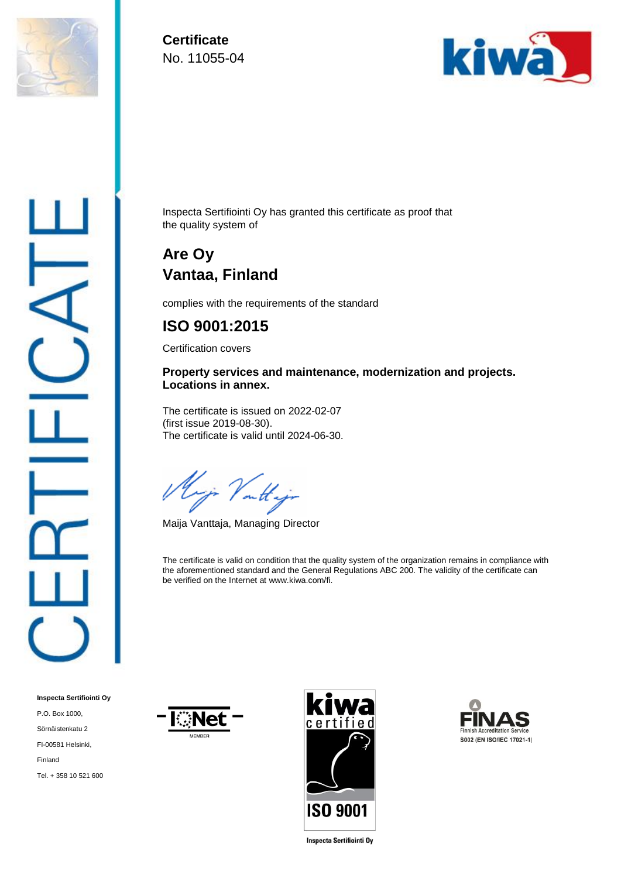**Certificate**
No. 11055-04

Inspecta Sertifiointi Oy has granted this certificate as proof that the quality system of

## Are Oy
## Vantaa, Finland

complies with the requirements of the standard

## ISO 9001:2015

Certification covers

**Property services and maintenance, modernization and projects.**
**Locations in annex.**

The certificate is issued on 2022-02-07
(first issue 2019-08-30).
The certificate is valid until 2024-06-30.

Maija Vanttaja, Managing Director

The certificate is valid on condition that the quality system of the organization remains in compliance with the aforementioned standard and the General Regulations ABC 200. The validity of the certificate can be verified on the Internet at www.kiwa.com/fi.

**Inspecta Sertifiointi Oy**
P.O. Box 1000,
Sörnäistenkatu 2
FI-00581 Helsinki,
Finland
Tel. + 358 10 521 600

IQNet MEMBER

kiwa certified ISO 9001
Inspecta Sertifiointi Oy

FINAS Finnish Accreditation Service
S002 (EN ISO/IEC 17021-1)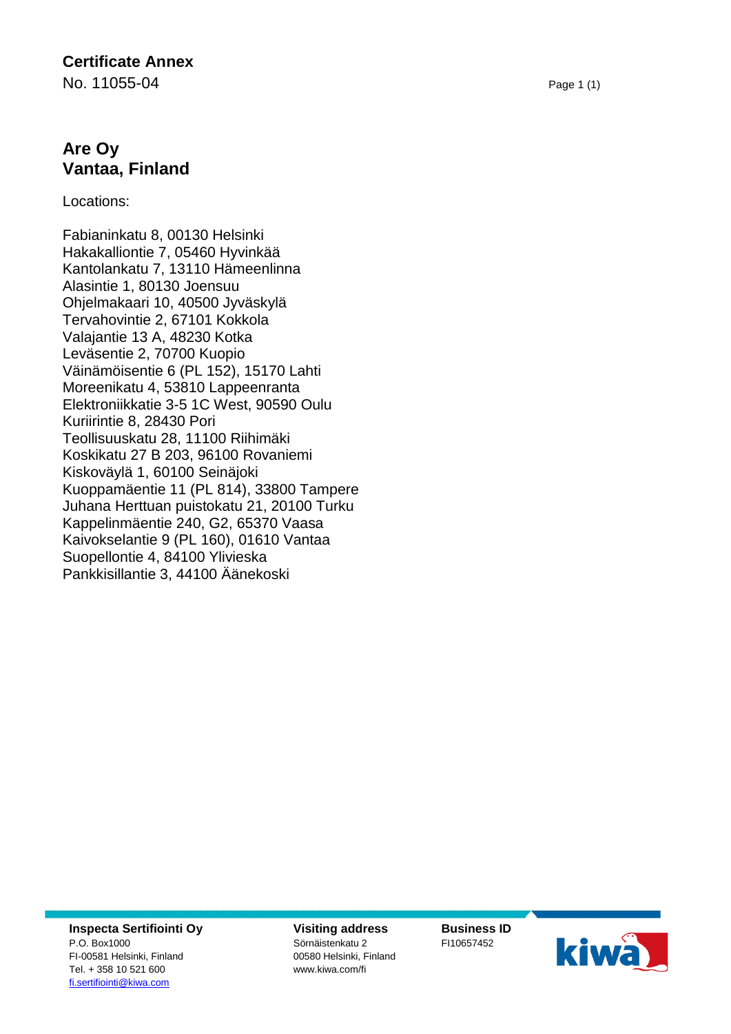**Certificate Annex**

No. 11055-04

## Are Oy
## Vantaa, Finland

Locations:

Fabianinkatu 8, 00130 Helsinki
Hakakalliontie 7, 05460 Hyvinkää
Kantolankatu 7, 13110 Hämeenlinna
Alasintie 1, 80130 Joensuu
Ohjelmakaari 10, 40500 Jyväskylä
Tervahovintie 2, 67101 Kokkola
Valajantie 13 A, 48230 Kotka
Leväsentie 2, 70700 Kuopio
Väinämöisentie 6 (PL 152), 15170 Lahti
Moreenikatu 4, 53810 Lappeenranta
Elektroniikkatie 3-5 1C West, 90590 Oulu
Kuriirintie 8, 28430 Pori
Teollisuuskatu 28, 11100 Riihimäki
Koskikatu 27 B 203, 96100 Rovaniemi
Kiskoväylä 1, 60100 Seinäjoki
Kuoppamäentie 11 (PL 814), 33800 Tampere
Juhana Herttuan puistokatu 21, 20100 Turku
Kappelinmäentie 240, G2, 65370 Vaasa
Kaivokselantie 9 (PL 160), 01610 Vantaa
Suopellontie 4, 84100 Ylivieska
Pankkisillantie 3, 44100 Äänekoski

**Inspecta Sertifiointi Oy**
P.O. Box1000
FI-00581 Helsinki, Finland
Tel. + 358 10 521 600
fi.sertifiointi@kiwa.com

**Visiting address**
Sörnäistenkatu 2
00580 Helsinki, Finland
www.kiwa.com/fi

**Business ID**
FI10657452